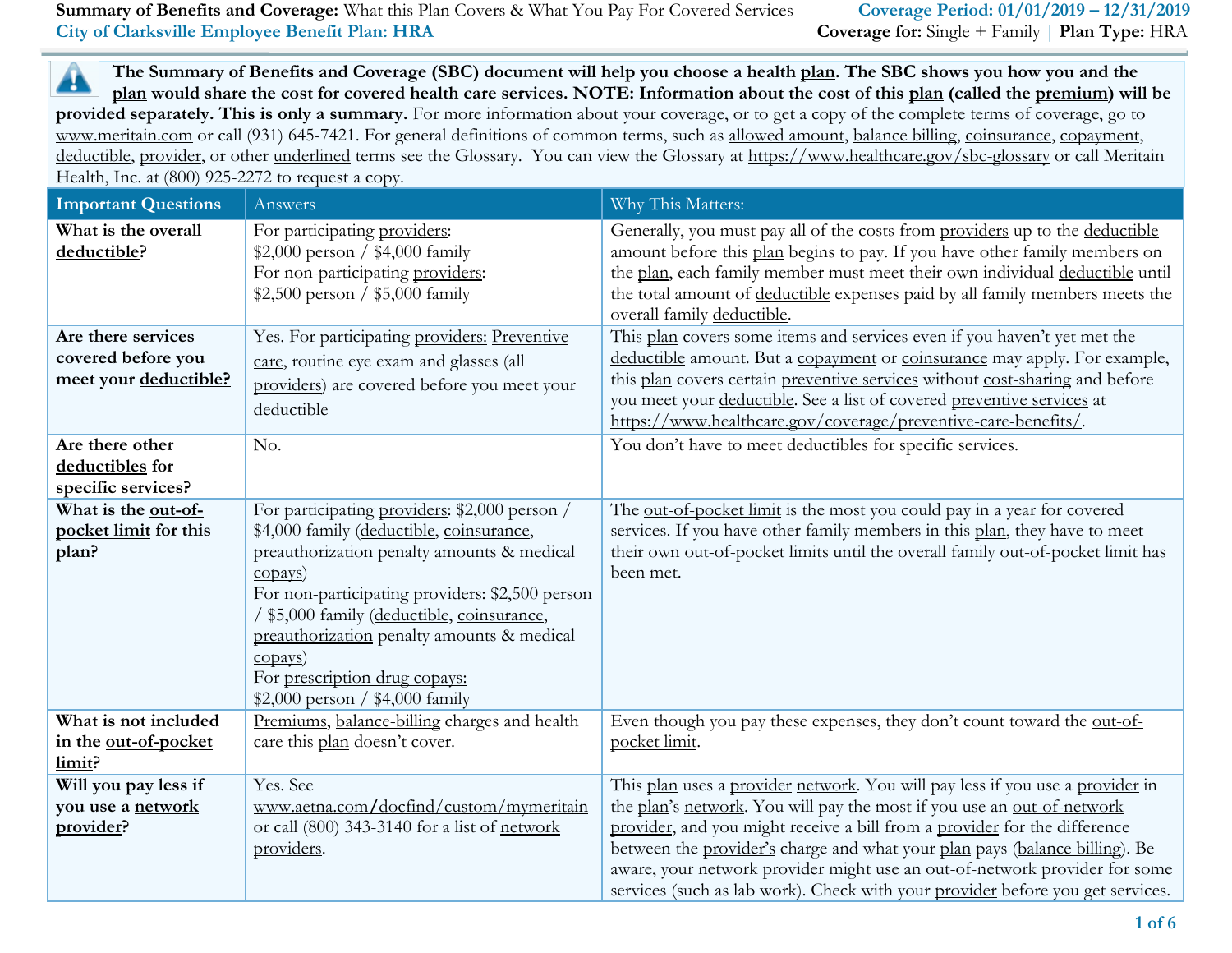**Summary of Benefits and Coverage:** What this Plan Covers & What You Pay For Covered Services

**City of Clarksville Employee Benefit Plan: HRA**

**Coverage Period: 01/01/2019 – 12/31/2019**

**Coverage for:** Single + Family | **Plan Type:** HRA

**The Summary of Benefits and Coverage (SBC) document will help you choose a health plan. The SBC shows you how you and the plan would share the cost for covered health care services. NOTE: Information about the cost of this plan (called the premium) will be provided separately. This is only a summary.** For more information about your coverage, or to get a copy of the complete terms of coverage, go to www.meritain.com or call (931) 645-7421. For general definitions of common terms, such as allowed amount, balance billing, coinsurance, copayment, deductible, provider, or other underlined terms see the Glossary. You can view the Glossary at https://www.healthcare.gov/sbc-glossary or call Meritain Health, Inc. at (800) 925-2272 to request a copy.

| Important Questions | Answers | Why This Matters: |
|---|---|---|
| **What is the overall deductible?** | For participating providers:<br>$2,000 person / $4,000 family<br>For non-participating providers:<br>$2,500 person / $5,000 family | Generally, you must pay all of the costs from providers up to the deductible amount before this plan begins to pay. If you have other family members on the plan, each family member must meet their own individual deductible until the total amount of deductible expenses paid by all family members meets the overall family deductible. |
| **Are there services covered before you meet your deductible?** | Yes. For participating providers: Preventive care, routine eye exam and glasses (all providers) are covered before you meet your deductible | This plan covers some items and services even if you haven't yet met the deductible amount. But a copayment or coinsurance may apply. For example, this plan covers certain preventive services without cost-sharing and before you meet your deductible. See a list of covered preventive services at https://www.healthcare.gov/coverage/preventive-care-benefits/. |
| **Are there other deductibles for specific services?** | No. | You don't have to meet deductibles for specific services. |
| **What is the out-of-pocket limit for this plan?** | For participating providers: $2,000 person / $4,000 family (deductible, coinsurance, preauthorization penalty amounts & medical copays)<br>For non-participating providers: $2,500 person / $5,000 family (deductible, coinsurance, preauthorization penalty amounts & medical copays)<br>For prescription drug copays:<br>$2,000 person / $4,000 family | The out-of-pocket limit is the most you could pay in a year for covered services. If you have other family members in this plan, they have to meet their own out-of-pocket limits until the overall family out-of-pocket limit has been met. |
| **What is not included in the out-of-pocket limit?** | Premiums, balance-billing charges and health care this plan doesn't cover. | Even though you pay these expenses, they don't count toward the out-of-pocket limit. |
| **Will you pay less if you use a network provider?** | Yes. See www.aetna.com/docfind/custom/mymeritain or call (800) 343-3140 for a list of network providers. | This plan uses a provider network. You will pay less if you use a provider in the plan's network. You will pay the most if you use an out-of-network provider, and you might receive a bill from a provider for the difference between the provider's charge and what your plan pays (balance billing). Be aware, your network provider might use an out-of-network provider for some services (such as lab work). Check with your provider before you get services. |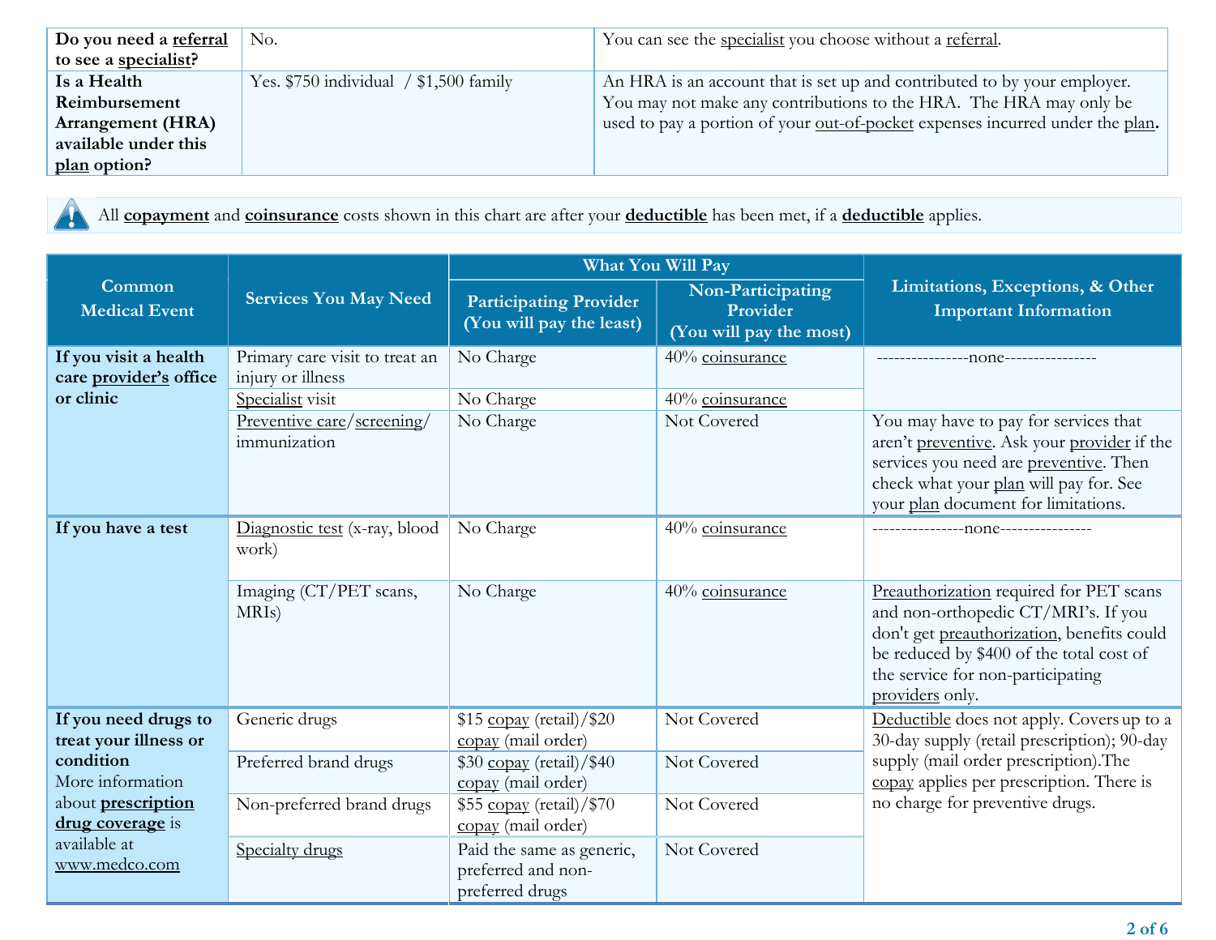| | | |
|---|---|---|
| **Do you need a referral to see a specialist?** | No. | You can see the specialist you choose without a referral. |
| **Is a Health Reimbursement Arrangement (HRA) available under this plan option?** | Yes. $750 individual / $1,500 family | An HRA is an account that is set up and contributed to by your employer. You may not make any contributions to the HRA. The HRA may only be used to pay a portion of your out-of-pocket expenses incurred under the plan. |

All **copayment** and **coinsurance** costs shown in this chart are after your **deductible** has been met, if a **deductible** applies.

| Common Medical Event | Services You May Need | What You Will Pay | | Limitations, Exceptions, & Other Important Information |
|---|---|---|---|---|
| | | Participating Provider (You will pay the least) | Non-Participating Provider (You will pay the most) | |
| **If you visit a health care provider's office or clinic** | Primary care visit to treat an injury or illness | No Charge | 40% coinsurance | ----------------none---------------- |
| | Specialist visit | No Charge | 40% coinsurance | |
| | Preventive care/screening/ immunization | No Charge | Not Covered | You may have to pay for services that aren't preventive. Ask your provider if the services you need are preventive. Then check what your plan will pay for. See your plan document for limitations. |
| **If you have a test** | Diagnostic test (x-ray, blood work) | No Charge | 40% coinsurance | ----------------none---------------- |
| | Imaging (CT/PET scans, MRIs) | No Charge | 40% coinsurance | Preauthorization required for PET scans and non-orthopedic CT/MRI's. If you don't get preauthorization, benefits could be reduced by $400 of the total cost of the service for non-participating providers only. |
| **If you need drugs to treat your illness or condition** More information about **prescription drug coverage** is available at www.medco.com | Generic drugs | $15 copay (retail)/$20 copay (mail order) | Not Covered | Deductible does not apply. Covers up to a 30-day supply (retail prescription); 90-day supply (mail order prescription).The copay applies per prescription. There is no charge for preventive drugs. |
| | Preferred brand drugs | $30 copay (retail)/$40 copay (mail order) | Not Covered | |
| | Non-preferred brand drugs | $55 copay (retail)/$70 copay (mail order) | Not Covered | |
| | Specialty drugs | Paid the same as generic, preferred and non-preferred drugs | Not Covered | |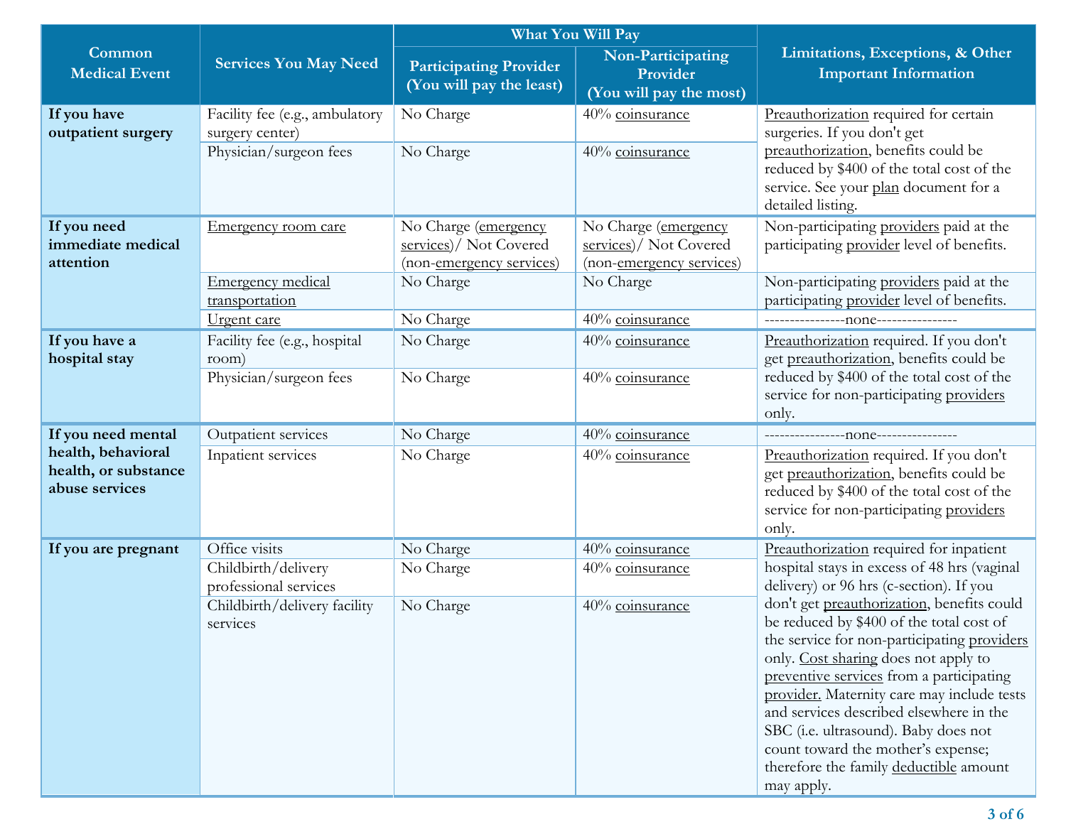| Common Medical Event | Services You May Need | What You Will Pay | | Limitations, Exceptions, & Other Important Information |
|---|---|---|---|---|
| | | Participating Provider (You will pay the least) | Non-Participating Provider (You will pay the most) | |
| **If you have outpatient surgery** | Facility fee (e.g., ambulatory surgery center) | No Charge | 40% coinsurance | Preauthorization required for certain surgeries. If you don't get preauthorization, benefits could be reduced by $400 of the total cost of the service. See your plan document for a detailed listing. |
| | Physician/surgeon fees | No Charge | 40% coinsurance | |
| **If you need immediate medical attention** | Emergency room care | No Charge (emergency services)/ Not Covered (non-emergency services) | No Charge (emergency services)/ Not Covered (non-emergency services) | Non-participating providers paid at the participating provider level of benefits. |
| | Emergency medical transportation | No Charge | No Charge | Non-participating providers paid at the participating provider level of benefits. |
| | Urgent care | No Charge | 40% coinsurance | ----------------none---------------- |
| **If you have a hospital stay** | Facility fee (e.g., hospital room) | No Charge | 40% coinsurance | Preauthorization required. If you don't get preauthorization, benefits could be reduced by $400 of the total cost of the service for non-participating providers only. |
| | Physician/surgeon fees | No Charge | 40% coinsurance | |
| **If you need mental health, behavioral health, or substance abuse services** | Outpatient services | No Charge | 40% coinsurance | ----------------none---------------- |
| | Inpatient services | No Charge | 40% coinsurance | Preauthorization required. If you don't get preauthorization, benefits could be reduced by $400 of the total cost of the service for non-participating providers only. |
| **If you are pregnant** | Office visits | No Charge | 40% coinsurance | Preauthorization required for inpatient hospital stays in excess of 48 hrs (vaginal delivery) or 96 hrs (c-section). If you don't get preauthorization, benefits could be reduced by $400 of the total cost of the service for non-participating providers only. Cost sharing does not apply to preventive services from a participating provider. Maternity care may include tests and services described elsewhere in the SBC (i.e. ultrasound). Baby does not count toward the mother's expense; therefore the family deductible amount may apply. |
| | Childbirth/delivery professional services | No Charge | 40% coinsurance | |
| | Childbirth/delivery facility services | No Charge | 40% coinsurance | |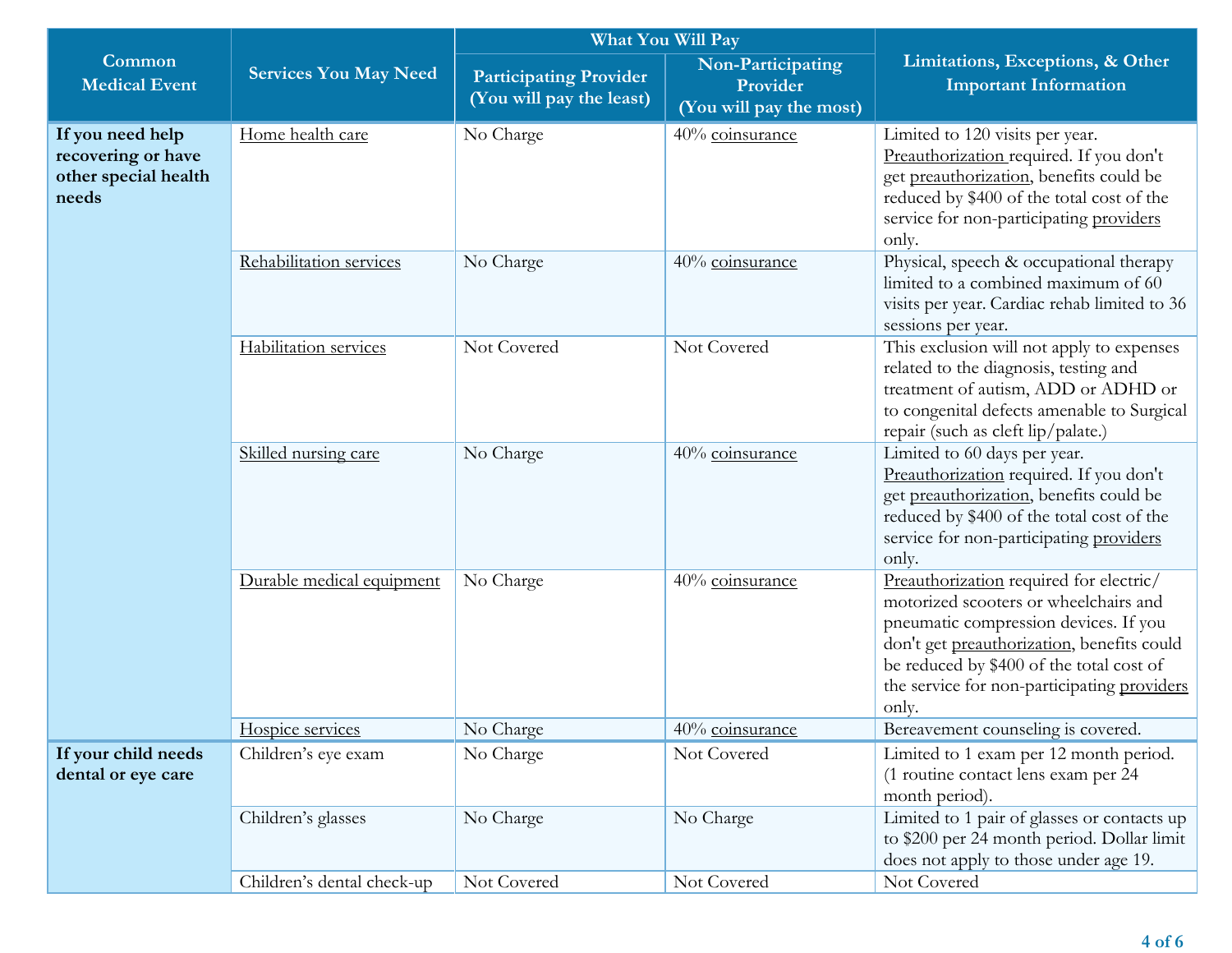| Common Medical Event | Services You May Need | What You Will Pay | | Limitations, Exceptions, & Other Important Information |
|---|---|---|---|---|
| | | Participating Provider (You will pay the least) | Non-Participating Provider (You will pay the most) | |
| **If you need help recovering or have other special health needs** | Home health care | No Charge | 40% coinsurance | Limited to 120 visits per year. Preauthorization required. If you don't get preauthorization, benefits could be reduced by $400 of the total cost of the service for non-participating providers only. |
| | Rehabilitation services | No Charge | 40% coinsurance | Physical, speech & occupational therapy limited to a combined maximum of 60 visits per year. Cardiac rehab limited to 36 sessions per year. |
| | Habilitation services | Not Covered | Not Covered | This exclusion will not apply to expenses related to the diagnosis, testing and treatment of autism, ADD or ADHD or to congenital defects amenable to Surgical repair (such as cleft lip/palate.) |
| | Skilled nursing care | No Charge | 40% coinsurance | Limited to 60 days per year. Preauthorization required. If you don't get preauthorization, benefits could be reduced by $400 of the total cost of the service for non-participating providers only. |
| | Durable medical equipment | No Charge | 40% coinsurance | Preauthorization required for electric/ motorized scooters or wheelchairs and pneumatic compression devices. If you don't get preauthorization, benefits could be reduced by $400 of the total cost of the service for non-participating providers only. |
| | Hospice services | No Charge | 40% coinsurance | Bereavement counseling is covered. |
| **If your child needs dental or eye care** | Children's eye exam | No Charge | Not Covered | Limited to 1 exam per 12 month period. (1 routine contact lens exam per 24 month period). |
| | Children's glasses | No Charge | No Charge | Limited to 1 pair of glasses or contacts up to $200 per 24 month period. Dollar limit does not apply to those under age 19. |
| | Children's dental check-up | Not Covered | Not Covered | Not Covered |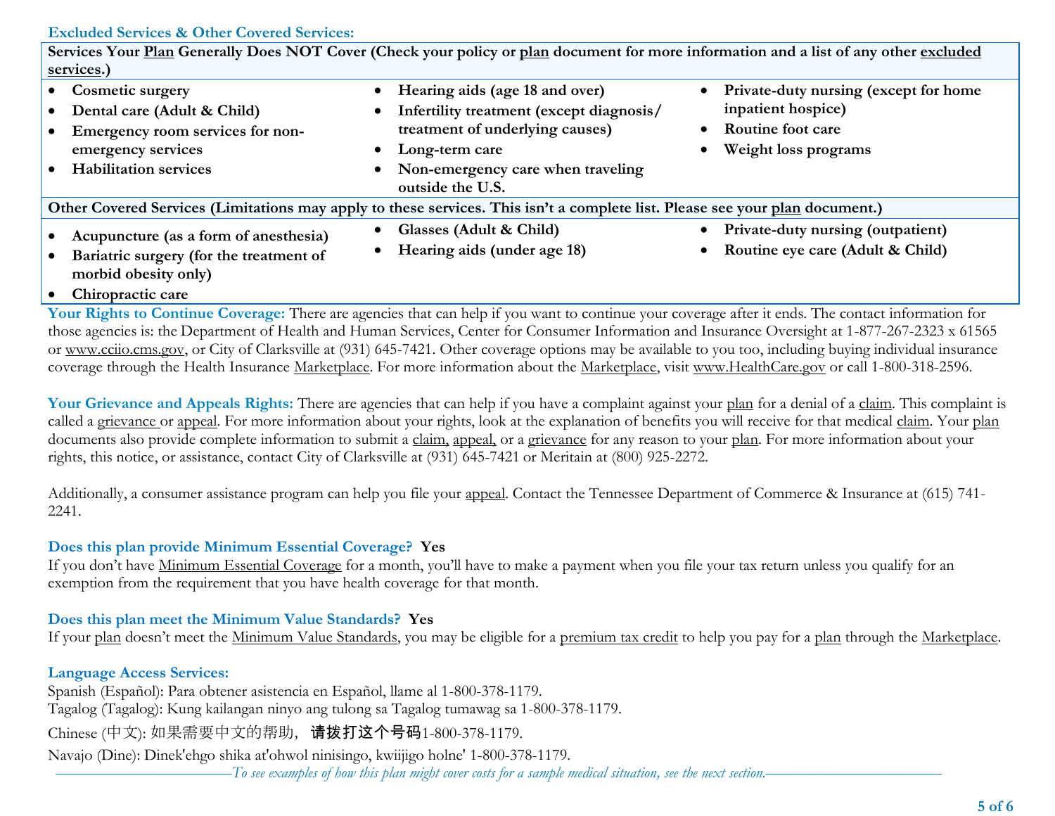## Excluded Services & Other Covered Services:

**Services Your Plan Generally Does NOT Cover (Check your policy or plan document for more information and a list of any other excluded services.)**

- **Cosmetic surgery**
- **Dental care (Adult & Child)**
- **Emergency room services for non-emergency services**
- **Habilitation services**
- **Hearing aids (age 18 and over)**
- **Infertility treatment (except diagnosis/ treatment of underlying causes)**
- **Long-term care**
- **Non-emergency care when traveling outside the U.S.**
- **Private-duty nursing (except for home inpatient hospice)**
- **Routine foot care**
- **Weight loss programs**

**Other Covered Services (Limitations may apply to these services. This isn't a complete list. Please see your plan document.)**

- **Acupuncture (as a form of anesthesia)**
- **Bariatric surgery (for the treatment of morbid obesity only)**
- **Chiropractic care**
- **Glasses (Adult & Child)**
- **Hearing aids (under age 18)**
- **Private-duty nursing (outpatient)**
- **Routine eye care (Adult & Child)**

**Your Rights to Continue Coverage:** There are agencies that can help if you want to continue your coverage after it ends. The contact information for those agencies is: the Department of Health and Human Services, Center for Consumer Information and Insurance Oversight at 1-877-267-2323 x 61565 or www.cciio.cms.gov, or City of Clarksville at (931) 645-7421. Other coverage options may be available to you too, including buying individual insurance coverage through the Health Insurance Marketplace. For more information about the Marketplace, visit www.HealthCare.gov or call 1-800-318-2596.

**Your Grievance and Appeals Rights:** There are agencies that can help if you have a complaint against your plan for a denial of a claim. This complaint is called a grievance or appeal. For more information about your rights, look at the explanation of benefits you will receive for that medical claim. Your plan documents also provide complete information to submit a claim, appeal, or a grievance for any reason to your plan. For more information about your rights, this notice, or assistance, contact City of Clarksville at (931) 645-7421 or Meritain at (800) 925-2272.

Additionally, a consumer assistance program can help you file your appeal. Contact the Tennessee Department of Commerce & Insurance at (615) 741-2241.

**Does this plan provide Minimum Essential Coverage? Yes**

If you don't have Minimum Essential Coverage for a month, you'll have to make a payment when you file your tax return unless you qualify for an exemption from the requirement that you have health coverage for that month.

**Does this plan meet the Minimum Value Standards? Yes**

If your plan doesn't meet the Minimum Value Standards, you may be eligible for a premium tax credit to help you pay for a plan through the Marketplace.

**Language Access Services:**

Spanish (Español): Para obtener asistencia en Español, llame al 1-800-378-1179.
Tagalog (Tagalog): Kung kailangan ninyo ang tulong sa Tagalog tumawag sa 1-800-378-1179.
Chinese (中文): 如果需要中文的帮助，请拨打这个号码1-800-378-1179.
Navajo (Dine): Dinek'ehgo shika at'ohwol ninisingo, kwiijigo holne' 1-800-378-1179.

*To see examples of how this plan might cover costs for a sample medical situation, see the next section.*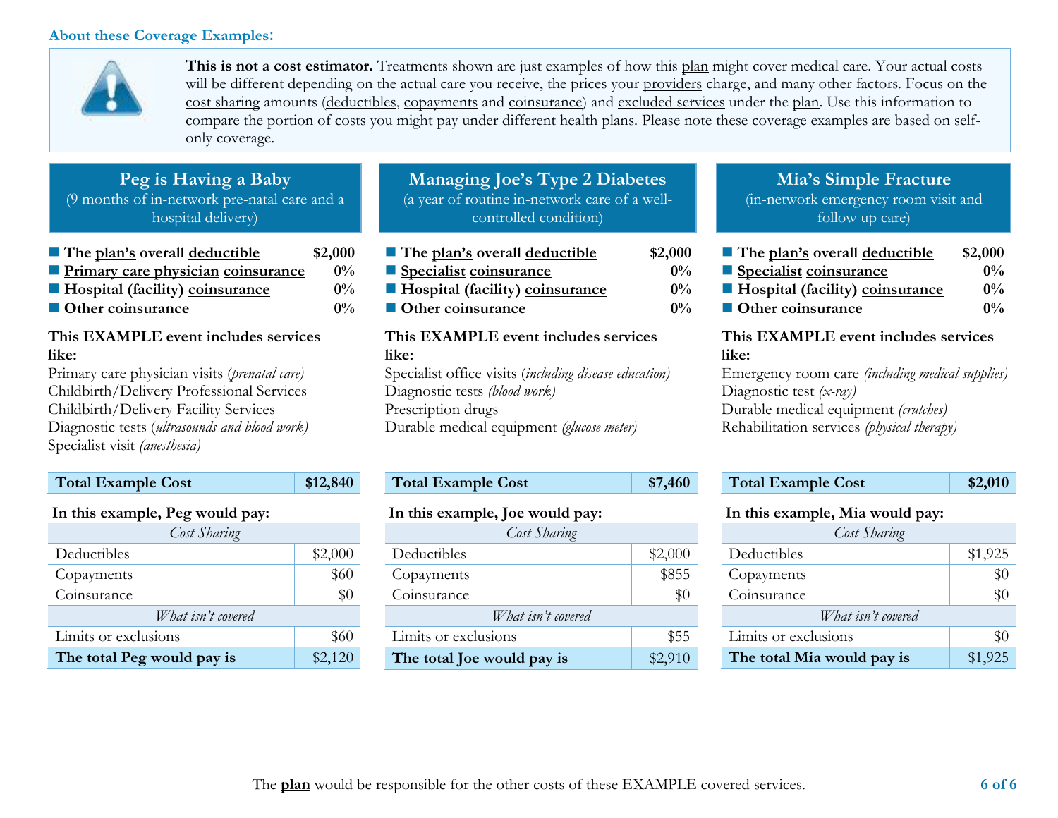## About these Coverage Examples:

**This is not a cost estimator.** Treatments shown are just examples of how this plan might cover medical care. Your actual costs will be different depending on the actual care you receive, the prices your providers charge, and many other factors. Focus on the cost sharing amounts (deductibles, copayments and coinsurance) and excluded services under the plan. Use this information to compare the portion of costs you might pay under different health plans. Please note these coverage examples are based on self-only coverage.

### Peg is Having a Baby
(9 months of in-network pre-natal care and a hospital delivery)

- **The plan's overall deductible** — **$2,000**
- **Primary care physician coinsurance** — **0%**
- **Hospital (facility) coinsurance** — **0%**
- **Other coinsurance** — **0%**

**This EXAMPLE event includes services like:**
Primary care physician visits *(prenatal care)*
Childbirth/Delivery Professional Services
Childbirth/Delivery Facility Services
Diagnostic tests *(ultrasounds and blood work)*
Specialist visit *(anesthesia)*

| **Total Example Cost** | **$12,840** |
|---|---|
| **In this example, Peg would pay:** | |
| *Cost Sharing* | |
| Deductibles | $2,000 |
| Copayments | $60 |
| Coinsurance | $0 |
| *What isn't covered* | |
| Limits or exclusions | $60 |
| **The total Peg would pay is** | $2,120 |

### Managing Joe's Type 2 Diabetes
(a year of routine in-network care of a well-controlled condition)

- **The plan's overall deductible** — **$2,000**
- **Specialist coinsurance** — **0%**
- **Hospital (facility) coinsurance** — **0%**
- **Other coinsurance** — **0%**

**This EXAMPLE event includes services like:**
Specialist office visits *(including disease education)*
Diagnostic tests *(blood work)*
Prescription drugs
Durable medical equipment *(glucose meter)*

| **Total Example Cost** | **$7,460** |
|---|---|
| **In this example, Joe would pay:** | |
| *Cost Sharing* | |
| Deductibles | $2,000 |
| Copayments | $855 |
| Coinsurance | $0 |
| *What isn't covered* | |
| Limits or exclusions | $55 |
| **The total Joe would pay is** | $2,910 |

### Mia's Simple Fracture
(in-network emergency room visit and follow up care)

- **The plan's overall deductible** — **$2,000**
- **Specialist coinsurance** — **0%**
- **Hospital (facility) coinsurance** — **0%**
- **Other coinsurance** — **0%**

**This EXAMPLE event includes services like:**
Emergency room care *(including medical supplies)*
Diagnostic test *(x-ray)*
Durable medical equipment *(crutches)*
Rehabilitation services *(physical therapy)*

| **Total Example Cost** | **$2,010** |
|---|---|
| **In this example, Mia would pay:** | |
| *Cost Sharing* | |
| Deductibles | $1,925 |
| Copayments | $0 |
| Coinsurance | $0 |
| *What isn't covered* | |
| Limits or exclusions | $0 |
| **The total Mia would pay is** | $1,925 |

The **plan** would be responsible for the other costs of these EXAMPLE covered services.